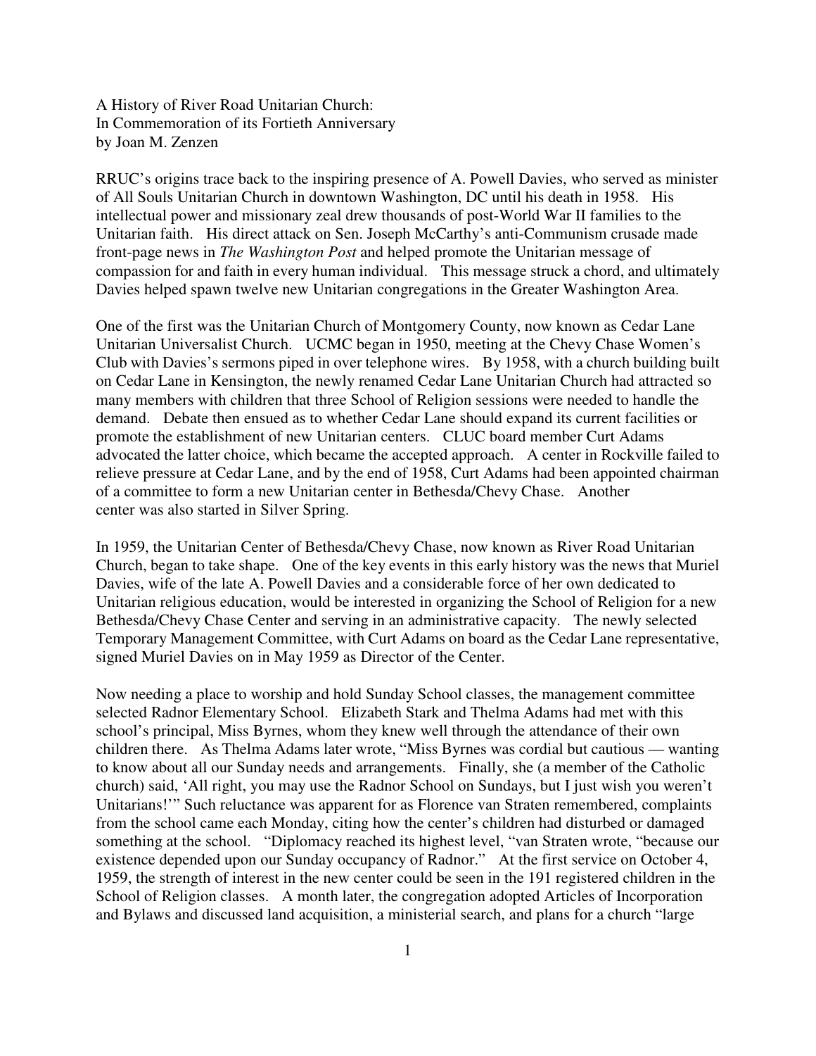A History of River Road Unitarian Church:
In Commemoration of its Fortieth Anniversary
by Joan M. Zenzen

RRUC's origins trace back to the inspiring presence of A. Powell Davies, who served as minister of All Souls Unitarian Church in downtown Washington, DC until his death in 1958. His intellectual power and missionary zeal drew thousands of post-World War II families to the Unitarian faith. His direct attack on Sen. Joseph McCarthy's anti-Communism crusade made front-page news in *The Washington Post* and helped promote the Unitarian message of compassion for and faith in every human individual. This message struck a chord, and ultimately Davies helped spawn twelve new Unitarian congregations in the Greater Washington Area.

One of the first was the Unitarian Church of Montgomery County, now known as Cedar Lane Unitarian Universalist Church. UCMC began in 1950, meeting at the Chevy Chase Women's Club with Davies's sermons piped in over telephone wires. By 1958, with a church building built on Cedar Lane in Kensington, the newly renamed Cedar Lane Unitarian Church had attracted so many members with children that three School of Religion sessions were needed to handle the demand. Debate then ensued as to whether Cedar Lane should expand its current facilities or promote the establishment of new Unitarian centers. CLUC board member Curt Adams advocated the latter choice, which became the accepted approach. A center in Rockville failed to relieve pressure at Cedar Lane, and by the end of 1958, Curt Adams had been appointed chairman of a committee to form a new Unitarian center in Bethesda/Chevy Chase. Another center was also started in Silver Spring.

In 1959, the Unitarian Center of Bethesda/Chevy Chase, now known as River Road Unitarian Church, began to take shape. One of the key events in this early history was the news that Muriel Davies, wife of the late A. Powell Davies and a considerable force of her own dedicated to Unitarian religious education, would be interested in organizing the School of Religion for a new Bethesda/Chevy Chase Center and serving in an administrative capacity. The newly selected Temporary Management Committee, with Curt Adams on board as the Cedar Lane representative, signed Muriel Davies on in May 1959 as Director of the Center.

Now needing a place to worship and hold Sunday School classes, the management committee selected Radnor Elementary School. Elizabeth Stark and Thelma Adams had met with this school's principal, Miss Byrnes, whom they knew well through the attendance of their own children there. As Thelma Adams later wrote, "Miss Byrnes was cordial but cautious — wanting to know about all our Sunday needs and arrangements. Finally, she (a member of the Catholic church) said, 'All right, you may use the Radnor School on Sundays, but I just wish you weren't Unitarians!'" Such reluctance was apparent for as Florence van Straten remembered, complaints from the school came each Monday, citing how the center's children had disturbed or damaged something at the school. "Diplomacy reached its highest level, "van Straten wrote, "because our existence depended upon our Sunday occupancy of Radnor." At the first service on October 4, 1959, the strength of interest in the new center could be seen in the 191 registered children in the School of Religion classes. A month later, the congregation adopted Articles of Incorporation and Bylaws and discussed land acquisition, a ministerial search, and plans for a church "large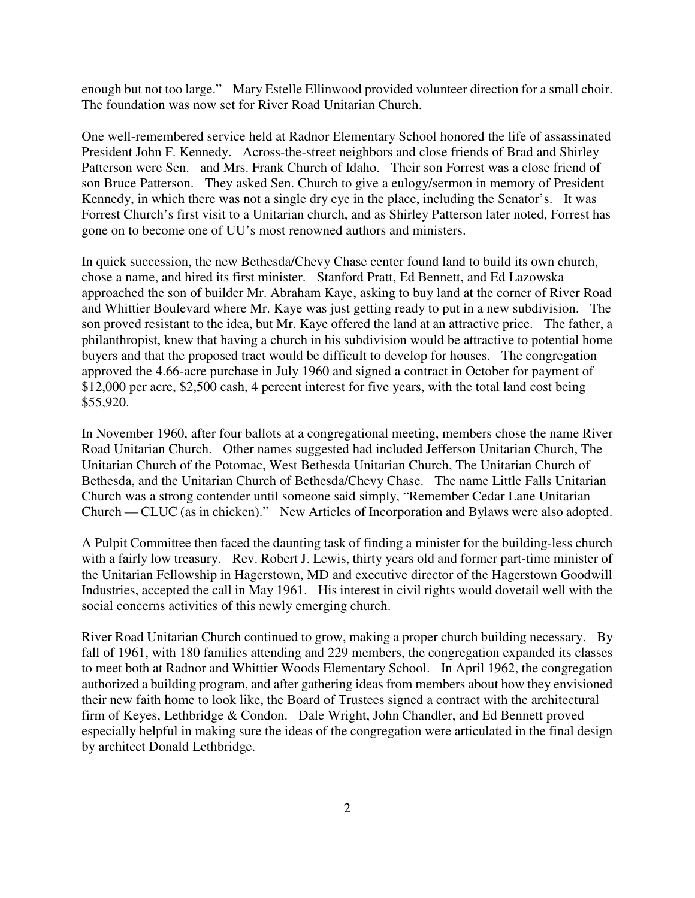enough but not too large." Mary Estelle Ellinwood provided volunteer direction for a small choir. The foundation was now set for River Road Unitarian Church.

One well-remembered service held at Radnor Elementary School honored the life of assassinated President John F. Kennedy. Across-the-street neighbors and close friends of Brad and Shirley Patterson were Sen. and Mrs. Frank Church of Idaho. Their son Forrest was a close friend of son Bruce Patterson. They asked Sen. Church to give a eulogy/sermon in memory of President Kennedy, in which there was not a single dry eye in the place, including the Senator's. It was Forrest Church's first visit to a Unitarian church, and as Shirley Patterson later noted, Forrest has gone on to become one of UU's most renowned authors and ministers.

In quick succession, the new Bethesda/Chevy Chase center found land to build its own church, chose a name, and hired its first minister. Stanford Pratt, Ed Bennett, and Ed Lazowska approached the son of builder Mr. Abraham Kaye, asking to buy land at the corner of River Road and Whittier Boulevard where Mr. Kaye was just getting ready to put in a new subdivision. The son proved resistant to the idea, but Mr. Kaye offered the land at an attractive price. The father, a philanthropist, knew that having a church in his subdivision would be attractive to potential home buyers and that the proposed tract would be difficult to develop for houses. The congregation approved the 4.66-acre purchase in July 1960 and signed a contract in October for payment of $12,000 per acre, $2,500 cash, 4 percent interest for five years, with the total land cost being $55,920.

In November 1960, after four ballots at a congregational meeting, members chose the name River Road Unitarian Church. Other names suggested had included Jefferson Unitarian Church, The Unitarian Church of the Potomac, West Bethesda Unitarian Church, The Unitarian Church of Bethesda, and the Unitarian Church of Bethesda/Chevy Chase. The name Little Falls Unitarian Church was a strong contender until someone said simply, "Remember Cedar Lane Unitarian Church — CLUC (as in chicken)." New Articles of Incorporation and Bylaws were also adopted.

A Pulpit Committee then faced the daunting task of finding a minister for the building-less church with a fairly low treasury. Rev. Robert J. Lewis, thirty years old and former part-time minister of the Unitarian Fellowship in Hagerstown, MD and executive director of the Hagerstown Goodwill Industries, accepted the call in May 1961. His interest in civil rights would dovetail well with the social concerns activities of this newly emerging church.

River Road Unitarian Church continued to grow, making a proper church building necessary. By fall of 1961, with 180 families attending and 229 members, the congregation expanded its classes to meet both at Radnor and Whittier Woods Elementary School. In April 1962, the congregation authorized a building program, and after gathering ideas from members about how they envisioned their new faith home to look like, the Board of Trustees signed a contract with the architectural firm of Keyes, Lethbridge & Condon. Dale Wright, John Chandler, and Ed Bennett proved especially helpful in making sure the ideas of the congregation were articulated in the final design by architect Donald Lethbridge.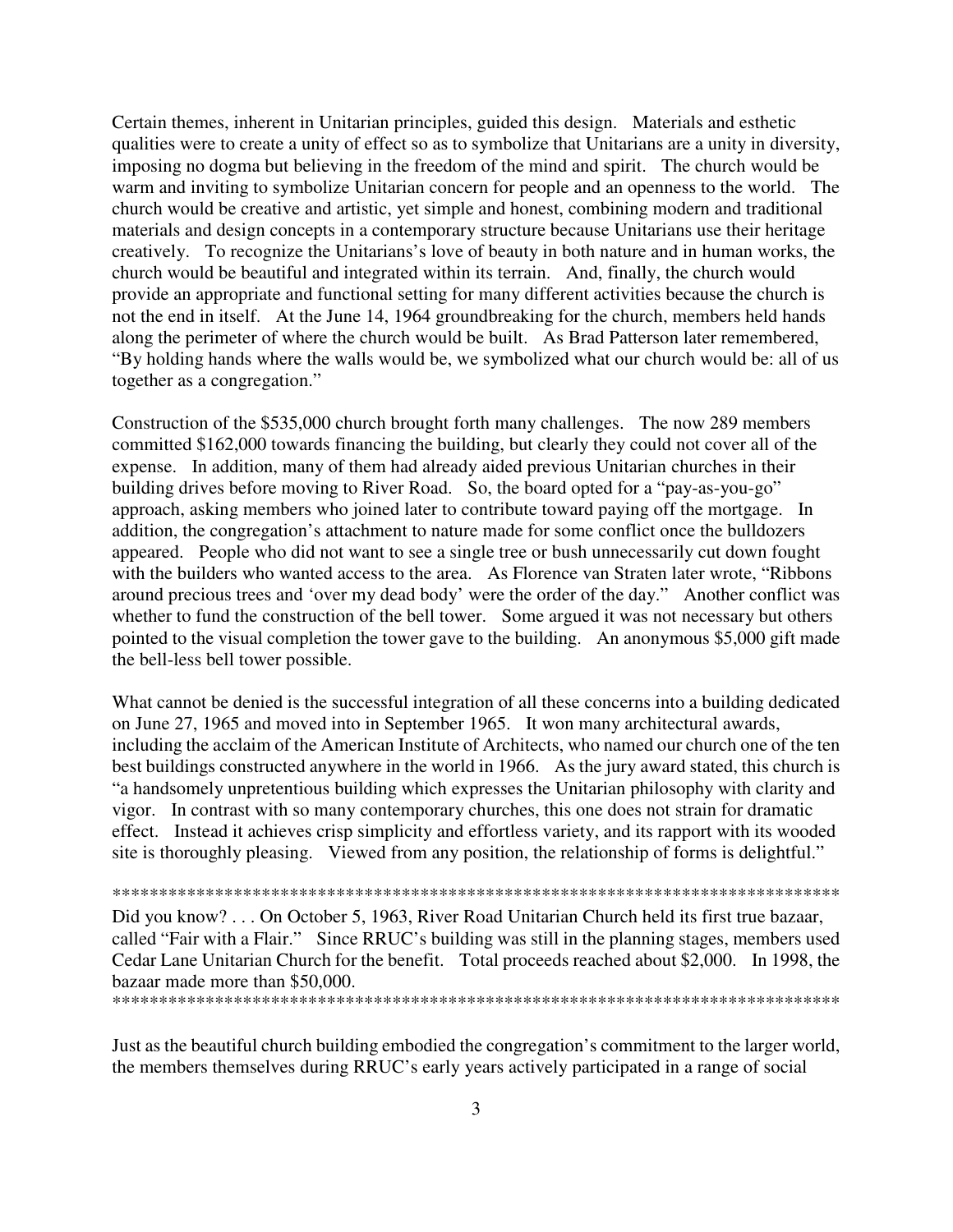Certain themes, inherent in Unitarian principles, guided this design. Materials and esthetic qualities were to create a unity of effect so as to symbolize that Unitarians are a unity in diversity, imposing no dogma but believing in the freedom of the mind and spirit. The church would be warm and inviting to symbolize Unitarian concern for people and an openness to the world. The church would be creative and artistic, yet simple and honest, combining modern and traditional materials and design concepts in a contemporary structure because Unitarians use their heritage creatively. To recognize the Unitarians's love of beauty in both nature and in human works, the church would be beautiful and integrated within its terrain. And, finally, the church would provide an appropriate and functional setting for many different activities because the church is not the end in itself. At the June 14, 1964 groundbreaking for the church, members held hands along the perimeter of where the church would be built. As Brad Patterson later remembered, "By holding hands where the walls would be, we symbolized what our church would be: all of us together as a congregation."

Construction of the $535,000 church brought forth many challenges. The now 289 members committed $162,000 towards financing the building, but clearly they could not cover all of the expense. In addition, many of them had already aided previous Unitarian churches in their building drives before moving to River Road. So, the board opted for a "pay-as-you-go" approach, asking members who joined later to contribute toward paying off the mortgage. In addition, the congregation's attachment to nature made for some conflict once the bulldozers appeared. People who did not want to see a single tree or bush unnecessarily cut down fought with the builders who wanted access to the area. As Florence van Straten later wrote, "Ribbons around precious trees and 'over my dead body' were the order of the day." Another conflict was whether to fund the construction of the bell tower. Some argued it was not necessary but others pointed to the visual completion the tower gave to the building. An anonymous $5,000 gift made the bell-less bell tower possible.

What cannot be denied is the successful integration of all these concerns into a building dedicated on June 27, 1965 and moved into in September 1965. It won many architectural awards, including the acclaim of the American Institute of Architects, who named our church one of the ten best buildings constructed anywhere in the world in 1966. As the jury award stated, this church is "a handsomely unpretentious building which expresses the Unitarian philosophy with clarity and vigor. In contrast with so many contemporary churches, this one does not strain for dramatic effect. Instead it achieves crisp simplicity and effortless variety, and its rapport with its wooded site is thoroughly pleasing. Viewed from any position, the relationship of forms is delightful."

*******************************************************************************

Did you know? . . . On October 5, 1963, River Road Unitarian Church held its first true bazaar, called "Fair with a Flair." Since RRUC's building was still in the planning stages, members used Cedar Lane Unitarian Church for the benefit. Total proceeds reached about $2,000. In 1998, the bazaar made more than $50,000.

*******************************************************************************

Just as the beautiful church building embodied the congregation's commitment to the larger world, the members themselves during RRUC's early years actively participated in a range of social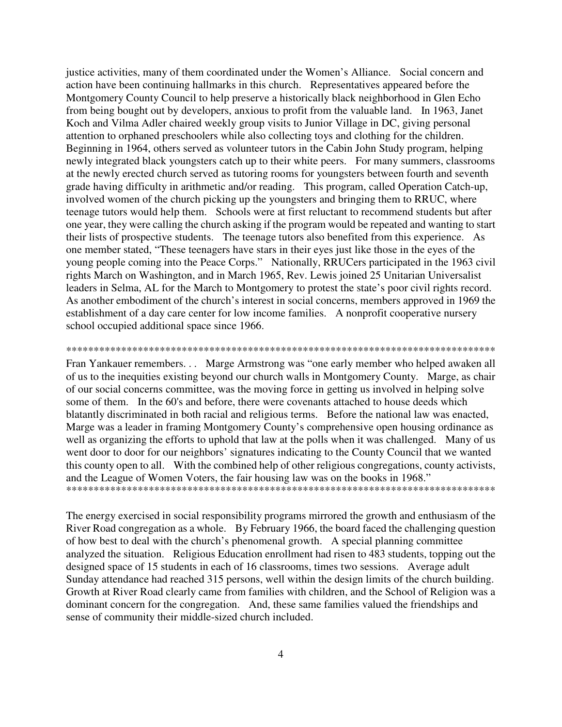justice activities, many of them coordinated under the Women's Alliance. Social concern and action have been continuing hallmarks in this church. Representatives appeared before the Montgomery County Council to help preserve a historically black neighborhood in Glen Echo from being bought out by developers, anxious to profit from the valuable land. In 1963, Janet Koch and Vilma Adler chaired weekly group visits to Junior Village in DC, giving personal attention to orphaned preschoolers while also collecting toys and clothing for the children. Beginning in 1964, others served as volunteer tutors in the Cabin John Study program, helping newly integrated black youngsters catch up to their white peers. For many summers, classrooms at the newly erected church served as tutoring rooms for youngsters between fourth and seventh grade having difficulty in arithmetic and/or reading. This program, called Operation Catch-up, involved women of the church picking up the youngsters and bringing them to RRUC, where teenage tutors would help them. Schools were at first reluctant to recommend students but after one year, they were calling the church asking if the program would be repeated and wanting to start their lists of prospective students. The teenage tutors also benefited from this experience. As one member stated, "These teenagers have stars in their eyes just like those in the eyes of the young people coming into the Peace Corps." Nationally, RRUCers participated in the 1963 civil rights March on Washington, and in March 1965, Rev. Lewis joined 25 Unitarian Universalist leaders in Selma, AL for the March to Montgomery to protest the state's poor civil rights record. As another embodiment of the church's interest in social concerns, members approved in 1969 the establishment of a day care center for low income families. A nonprofit cooperative nursery school occupied additional space since 1966.

*********************************************************************************

Fran Yankauer remembers. . . Marge Armstrong was "one early member who helped awaken all of us to the inequities existing beyond our church walls in Montgomery County. Marge, as chair of our social concerns committee, was the moving force in getting us involved in helping solve some of them. In the 60's and before, there were covenants attached to house deeds which blatantly discriminated in both racial and religious terms. Before the national law was enacted, Marge was a leader in framing Montgomery County's comprehensive open housing ordinance as well as organizing the efforts to uphold that law at the polls when it was challenged. Many of us went door to door for our neighbors' signatures indicating to the County Council that we wanted this county open to all. With the combined help of other religious congregations, county activists, and the League of Women Voters, the fair housing law was on the books in 1968."

*********************************************************************************

The energy exercised in social responsibility programs mirrored the growth and enthusiasm of the River Road congregation as a whole. By February 1966, the board faced the challenging question of how best to deal with the church's phenomenal growth. A special planning committee analyzed the situation. Religious Education enrollment had risen to 483 students, topping out the designed space of 15 students in each of 16 classrooms, times two sessions. Average adult Sunday attendance had reached 315 persons, well within the design limits of the church building. Growth at River Road clearly came from families with children, and the School of Religion was a dominant concern for the congregation. And, these same families valued the friendships and sense of community their middle-sized church included.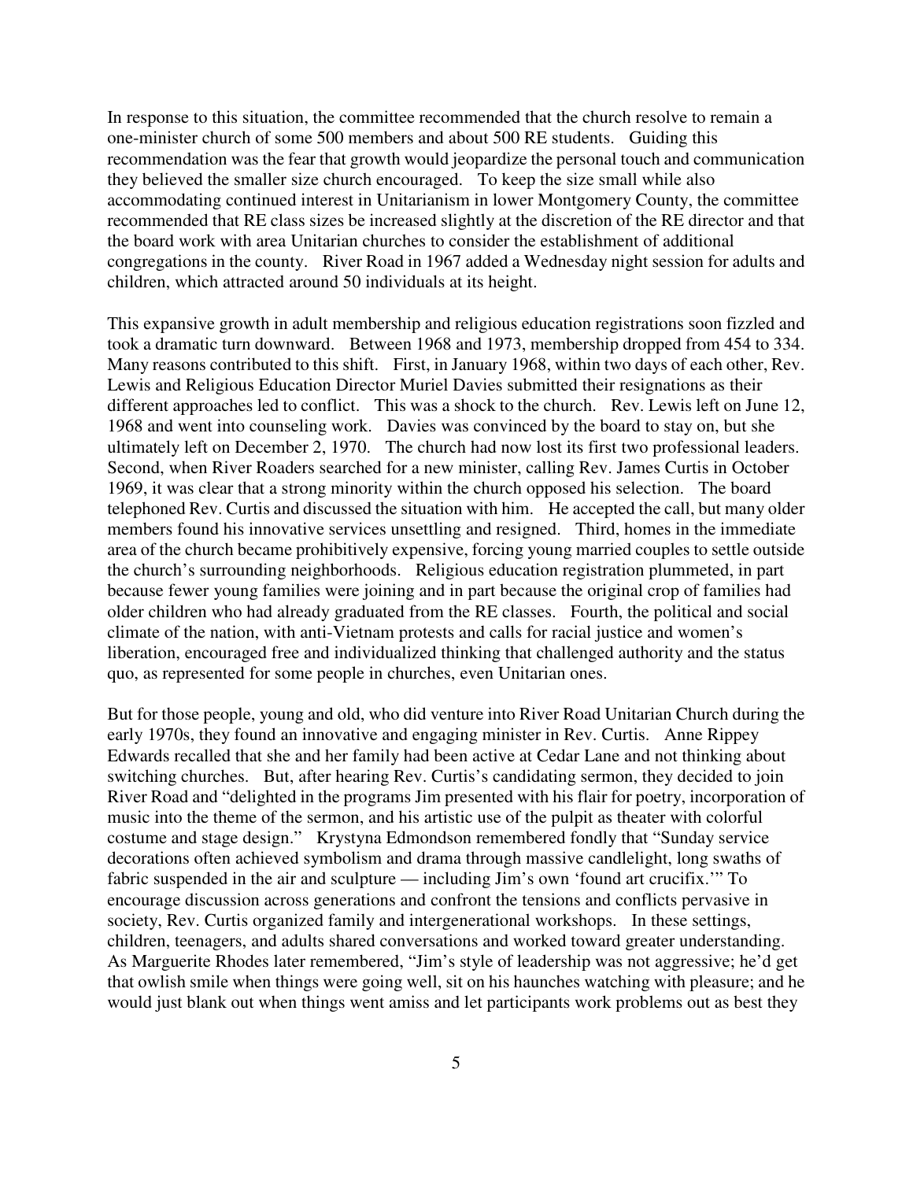In response to this situation, the committee recommended that the church resolve to remain a one-minister church of some 500 members and about 500 RE students. Guiding this recommendation was the fear that growth would jeopardize the personal touch and communication they believed the smaller size church encouraged. To keep the size small while also accommodating continued interest in Unitarianism in lower Montgomery County, the committee recommended that RE class sizes be increased slightly at the discretion of the RE director and that the board work with area Unitarian churches to consider the establishment of additional congregations in the county. River Road in 1967 added a Wednesday night session for adults and children, which attracted around 50 individuals at its height.

This expansive growth in adult membership and religious education registrations soon fizzled and took a dramatic turn downward. Between 1968 and 1973, membership dropped from 454 to 334. Many reasons contributed to this shift. First, in January 1968, within two days of each other, Rev. Lewis and Religious Education Director Muriel Davies submitted their resignations as their different approaches led to conflict. This was a shock to the church. Rev. Lewis left on June 12, 1968 and went into counseling work. Davies was convinced by the board to stay on, but she ultimately left on December 2, 1970. The church had now lost its first two professional leaders. Second, when River Roaders searched for a new minister, calling Rev. James Curtis in October 1969, it was clear that a strong minority within the church opposed his selection. The board telephoned Rev. Curtis and discussed the situation with him. He accepted the call, but many older members found his innovative services unsettling and resigned. Third, homes in the immediate area of the church became prohibitively expensive, forcing young married couples to settle outside the church's surrounding neighborhoods. Religious education registration plummeted, in part because fewer young families were joining and in part because the original crop of families had older children who had already graduated from the RE classes. Fourth, the political and social climate of the nation, with anti-Vietnam protests and calls for racial justice and women's liberation, encouraged free and individualized thinking that challenged authority and the status quo, as represented for some people in churches, even Unitarian ones.

But for those people, young and old, who did venture into River Road Unitarian Church during the early 1970s, they found an innovative and engaging minister in Rev. Curtis. Anne Rippey Edwards recalled that she and her family had been active at Cedar Lane and not thinking about switching churches. But, after hearing Rev. Curtis's candidating sermon, they decided to join River Road and "delighted in the programs Jim presented with his flair for poetry, incorporation of music into the theme of the sermon, and his artistic use of the pulpit as theater with colorful costume and stage design." Krystyna Edmondson remembered fondly that "Sunday service decorations often achieved symbolism and drama through massive candlelight, long swaths of fabric suspended in the air and sculpture — including Jim's own 'found art crucifix.'" To encourage discussion across generations and confront the tensions and conflicts pervasive in society, Rev. Curtis organized family and intergenerational workshops. In these settings, children, teenagers, and adults shared conversations and worked toward greater understanding. As Marguerite Rhodes later remembered, "Jim's style of leadership was not aggressive; he'd get that owlish smile when things were going well, sit on his haunches watching with pleasure; and he would just blank out when things went amiss and let participants work problems out as best they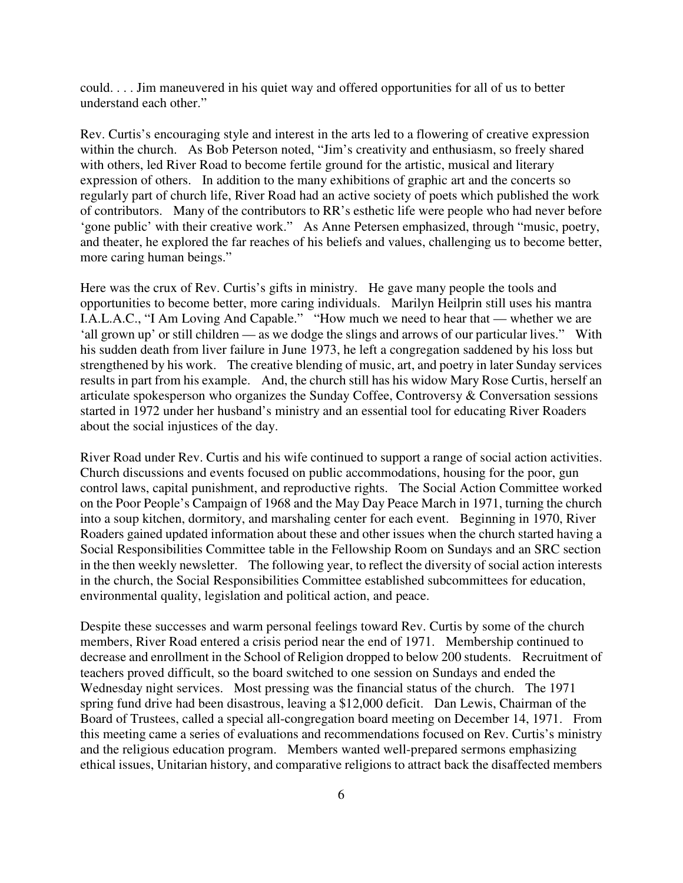could. . . . Jim maneuvered in his quiet way and offered opportunities for all of us to better understand each other."

Rev. Curtis's encouraging style and interest in the arts led to a flowering of creative expression within the church. As Bob Peterson noted, "Jim's creativity and enthusiasm, so freely shared with others, led River Road to become fertile ground for the artistic, musical and literary expression of others. In addition to the many exhibitions of graphic art and the concerts so regularly part of church life, River Road had an active society of poets which published the work of contributors. Many of the contributors to RR's esthetic life were people who had never before 'gone public' with their creative work." As Anne Petersen emphasized, through "music, poetry, and theater, he explored the far reaches of his beliefs and values, challenging us to become better, more caring human beings."

Here was the crux of Rev. Curtis's gifts in ministry. He gave many people the tools and opportunities to become better, more caring individuals. Marilyn Heilprin still uses his mantra I.A.L.A.C., "I Am Loving And Capable." "How much we need to hear that — whether we are 'all grown up' or still children — as we dodge the slings and arrows of our particular lives." With his sudden death from liver failure in June 1973, he left a congregation saddened by his loss but strengthened by his work. The creative blending of music, art, and poetry in later Sunday services results in part from his example. And, the church still has his widow Mary Rose Curtis, herself an articulate spokesperson who organizes the Sunday Coffee, Controversy & Conversation sessions started in 1972 under her husband's ministry and an essential tool for educating River Roaders about the social injustices of the day.

River Road under Rev. Curtis and his wife continued to support a range of social action activities. Church discussions and events focused on public accommodations, housing for the poor, gun control laws, capital punishment, and reproductive rights. The Social Action Committee worked on the Poor People's Campaign of 1968 and the May Day Peace March in 1971, turning the church into a soup kitchen, dormitory, and marshaling center for each event. Beginning in 1970, River Roaders gained updated information about these and other issues when the church started having a Social Responsibilities Committee table in the Fellowship Room on Sundays and an SRC section in the then weekly newsletter. The following year, to reflect the diversity of social action interests in the church, the Social Responsibilities Committee established subcommittees for education, environmental quality, legislation and political action, and peace.

Despite these successes and warm personal feelings toward Rev. Curtis by some of the church members, River Road entered a crisis period near the end of 1971. Membership continued to decrease and enrollment in the School of Religion dropped to below 200 students. Recruitment of teachers proved difficult, so the board switched to one session on Sundays and ended the Wednesday night services. Most pressing was the financial status of the church. The 1971 spring fund drive had been disastrous, leaving a $12,000 deficit. Dan Lewis, Chairman of the Board of Trustees, called a special all-congregation board meeting on December 14, 1971. From this meeting came a series of evaluations and recommendations focused on Rev. Curtis's ministry and the religious education program. Members wanted well-prepared sermons emphasizing ethical issues, Unitarian history, and comparative religions to attract back the disaffected members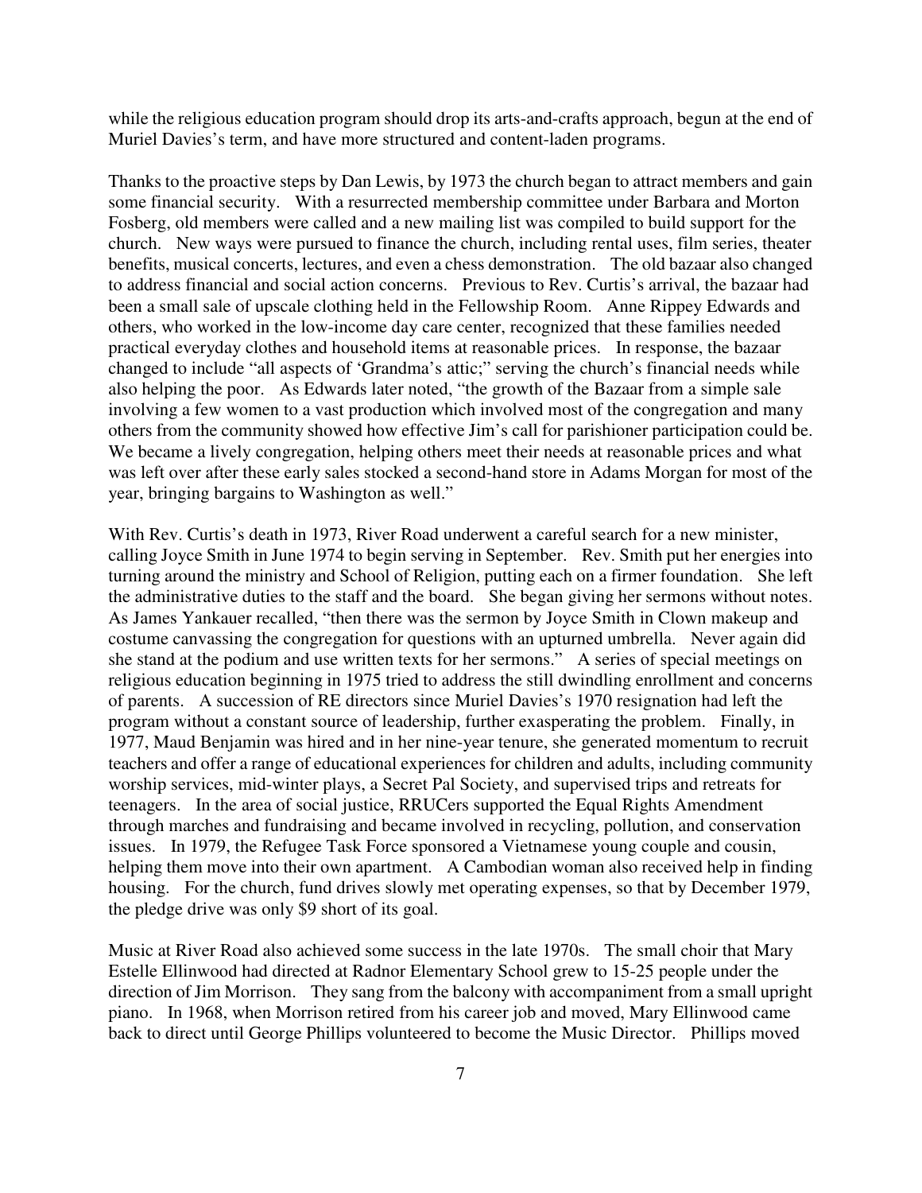while the religious education program should drop its arts-and-crafts approach, begun at the end of Muriel Davies's term, and have more structured and content-laden programs.

Thanks to the proactive steps by Dan Lewis, by 1973 the church began to attract members and gain some financial security. With a resurrected membership committee under Barbara and Morton Fosberg, old members were called and a new mailing list was compiled to build support for the church. New ways were pursued to finance the church, including rental uses, film series, theater benefits, musical concerts, lectures, and even a chess demonstration. The old bazaar also changed to address financial and social action concerns. Previous to Rev. Curtis's arrival, the bazaar had been a small sale of upscale clothing held in the Fellowship Room. Anne Rippey Edwards and others, who worked in the low-income day care center, recognized that these families needed practical everyday clothes and household items at reasonable prices. In response, the bazaar changed to include "all aspects of 'Grandma's attic;" serving the church's financial needs while also helping the poor. As Edwards later noted, "the growth of the Bazaar from a simple sale involving a few women to a vast production which involved most of the congregation and many others from the community showed how effective Jim's call for parishioner participation could be. We became a lively congregation, helping others meet their needs at reasonable prices and what was left over after these early sales stocked a second-hand store in Adams Morgan for most of the year, bringing bargains to Washington as well."

With Rev. Curtis's death in 1973, River Road underwent a careful search for a new minister, calling Joyce Smith in June 1974 to begin serving in September. Rev. Smith put her energies into turning around the ministry and School of Religion, putting each on a firmer foundation. She left the administrative duties to the staff and the board. She began giving her sermons without notes. As James Yankauer recalled, "then there was the sermon by Joyce Smith in Clown makeup and costume canvassing the congregation for questions with an upturned umbrella. Never again did she stand at the podium and use written texts for her sermons." A series of special meetings on religious education beginning in 1975 tried to address the still dwindling enrollment and concerns of parents. A succession of RE directors since Muriel Davies's 1970 resignation had left the program without a constant source of leadership, further exasperating the problem. Finally, in 1977, Maud Benjamin was hired and in her nine-year tenure, she generated momentum to recruit teachers and offer a range of educational experiences for children and adults, including community worship services, mid-winter plays, a Secret Pal Society, and supervised trips and retreats for teenagers. In the area of social justice, RRUCers supported the Equal Rights Amendment through marches and fundraising and became involved in recycling, pollution, and conservation issues. In 1979, the Refugee Task Force sponsored a Vietnamese young couple and cousin, helping them move into their own apartment. A Cambodian woman also received help in finding housing. For the church, fund drives slowly met operating expenses, so that by December 1979, the pledge drive was only $9 short of its goal.

Music at River Road also achieved some success in the late 1970s. The small choir that Mary Estelle Ellinwood had directed at Radnor Elementary School grew to 15-25 people under the direction of Jim Morrison. They sang from the balcony with accompaniment from a small upright piano. In 1968, when Morrison retired from his career job and moved, Mary Ellinwood came back to direct until George Phillips volunteered to become the Music Director. Phillips moved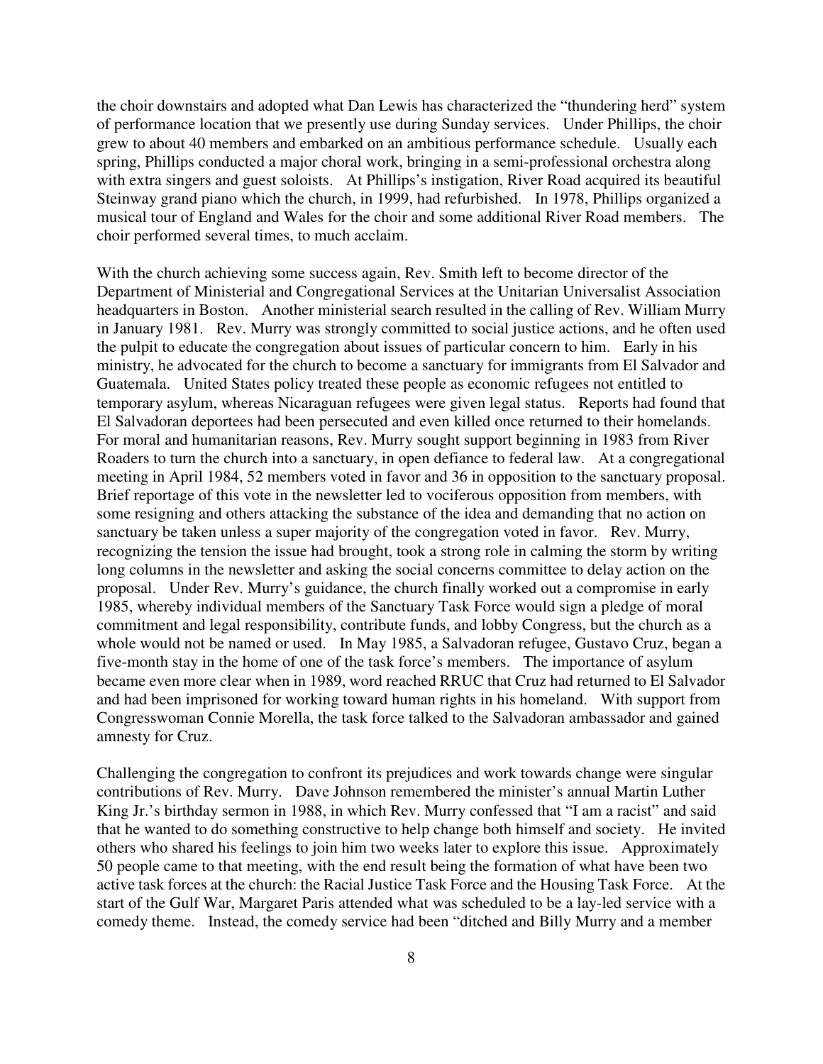the choir downstairs and adopted what Dan Lewis has characterized the "thundering herd" system of performance location that we presently use during Sunday services. Under Phillips, the choir grew to about 40 members and embarked on an ambitious performance schedule. Usually each spring, Phillips conducted a major choral work, bringing in a semi-professional orchestra along with extra singers and guest soloists. At Phillips's instigation, River Road acquired its beautiful Steinway grand piano which the church, in 1999, had refurbished. In 1978, Phillips organized a musical tour of England and Wales for the choir and some additional River Road members. The choir performed several times, to much acclaim.

With the church achieving some success again, Rev. Smith left to become director of the Department of Ministerial and Congregational Services at the Unitarian Universalist Association headquarters in Boston. Another ministerial search resulted in the calling of Rev. William Murry in January 1981. Rev. Murry was strongly committed to social justice actions, and he often used the pulpit to educate the congregation about issues of particular concern to him. Early in his ministry, he advocated for the church to become a sanctuary for immigrants from El Salvador and Guatemala. United States policy treated these people as economic refugees not entitled to temporary asylum, whereas Nicaraguan refugees were given legal status. Reports had found that El Salvadoran deportees had been persecuted and even killed once returned to their homelands. For moral and humanitarian reasons, Rev. Murry sought support beginning in 1983 from River Roaders to turn the church into a sanctuary, in open defiance to federal law. At a congregational meeting in April 1984, 52 members voted in favor and 36 in opposition to the sanctuary proposal. Brief reportage of this vote in the newsletter led to vociferous opposition from members, with some resigning and others attacking the substance of the idea and demanding that no action on sanctuary be taken unless a super majority of the congregation voted in favor. Rev. Murry, recognizing the tension the issue had brought, took a strong role in calming the storm by writing long columns in the newsletter and asking the social concerns committee to delay action on the proposal. Under Rev. Murry's guidance, the church finally worked out a compromise in early 1985, whereby individual members of the Sanctuary Task Force would sign a pledge of moral commitment and legal responsibility, contribute funds, and lobby Congress, but the church as a whole would not be named or used. In May 1985, a Salvadoran refugee, Gustavo Cruz, began a five-month stay in the home of one of the task force's members. The importance of asylum became even more clear when in 1989, word reached RRUC that Cruz had returned to El Salvador and had been imprisoned for working toward human rights in his homeland. With support from Congresswoman Connie Morella, the task force talked to the Salvadoran ambassador and gained amnesty for Cruz.

Challenging the congregation to confront its prejudices and work towards change were singular contributions of Rev. Murry. Dave Johnson remembered the minister's annual Martin Luther King Jr.'s birthday sermon in 1988, in which Rev. Murry confessed that "I am a racist" and said that he wanted to do something constructive to help change both himself and society. He invited others who shared his feelings to join him two weeks later to explore this issue. Approximately 50 people came to that meeting, with the end result being the formation of what have been two active task forces at the church: the Racial Justice Task Force and the Housing Task Force. At the start of the Gulf War, Margaret Paris attended what was scheduled to be a lay-led service with a comedy theme. Instead, the comedy service had been "ditched and Billy Murry and a member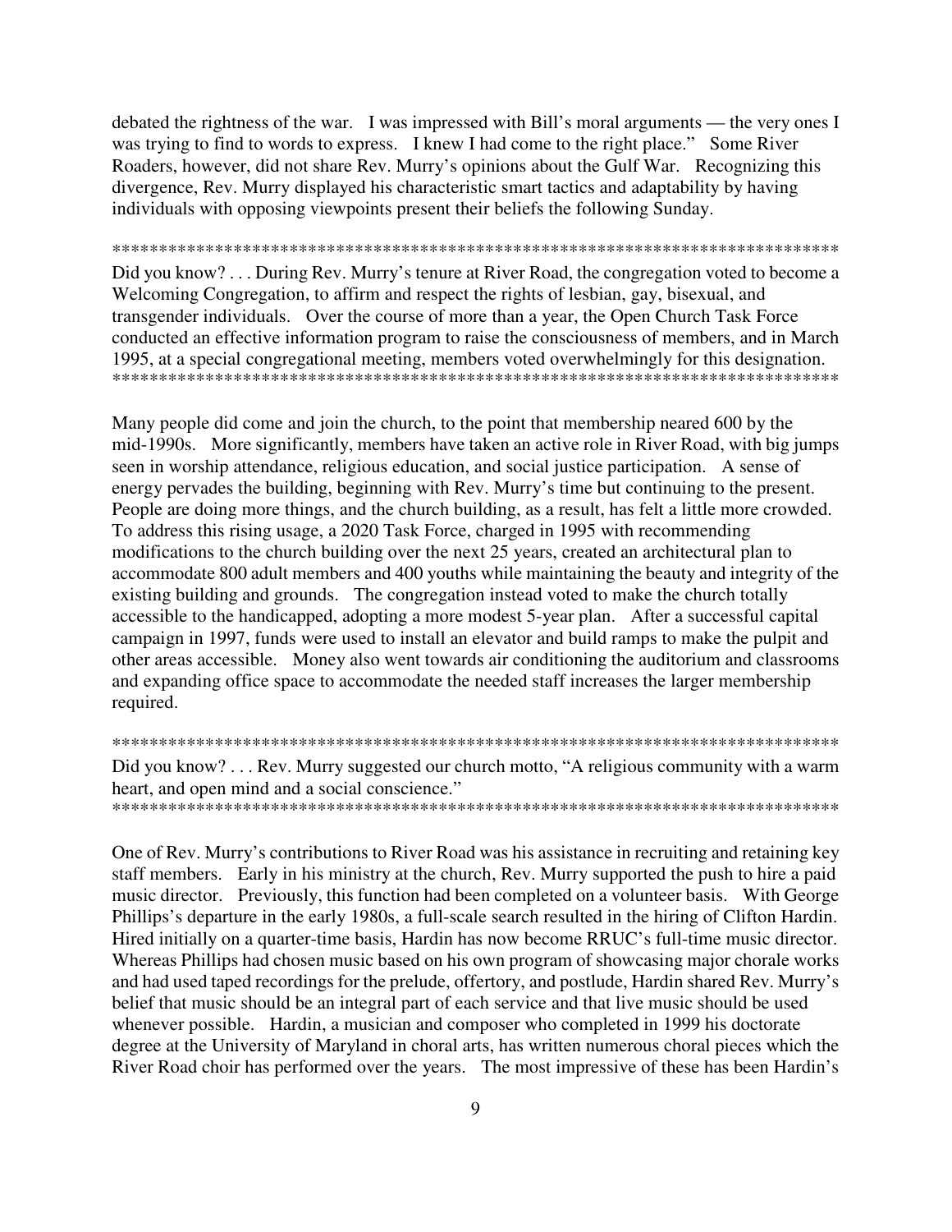debated the rightness of the war. I was impressed with Bill's moral arguments — the very ones I was trying to find to words to express. I knew I had come to the right place." Some River Roaders, however, did not share Rev. Murry's opinions about the Gulf War. Recognizing this divergence, Rev. Murry displayed his characteristic smart tactics and adaptability by having individuals with opposing viewpoints present their beliefs the following Sunday.

********************************************************************************

Did you know? . . . During Rev. Murry's tenure at River Road, the congregation voted to become a Welcoming Congregation, to affirm and respect the rights of lesbian, gay, bisexual, and transgender individuals. Over the course of more than a year, the Open Church Task Force conducted an effective information program to raise the consciousness of members, and in March 1995, at a special congregational meeting, members voted overwhelmingly for this designation.

********************************************************************************

Many people did come and join the church, to the point that membership neared 600 by the mid-1990s. More significantly, members have taken an active role in River Road, with big jumps seen in worship attendance, religious education, and social justice participation. A sense of energy pervades the building, beginning with Rev. Murry's time but continuing to the present. People are doing more things, and the church building, as a result, has felt a little more crowded. To address this rising usage, a 2020 Task Force, charged in 1995 with recommending modifications to the church building over the next 25 years, created an architectural plan to accommodate 800 adult members and 400 youths while maintaining the beauty and integrity of the existing building and grounds. The congregation instead voted to make the church totally accessible to the handicapped, adopting a more modest 5-year plan. After a successful capital campaign in 1997, funds were used to install an elevator and build ramps to make the pulpit and other areas accessible. Money also went towards air conditioning the auditorium and classrooms and expanding office space to accommodate the needed staff increases the larger membership required.

********************************************************************************

Did you know? . . . Rev. Murry suggested our church motto, "A religious community with a warm heart, and open mind and a social conscience."

********************************************************************************

One of Rev. Murry's contributions to River Road was his assistance in recruiting and retaining key staff members. Early in his ministry at the church, Rev. Murry supported the push to hire a paid music director. Previously, this function had been completed on a volunteer basis. With George Phillips's departure in the early 1980s, a full-scale search resulted in the hiring of Clifton Hardin. Hired initially on a quarter-time basis, Hardin has now become RRUC's full-time music director. Whereas Phillips had chosen music based on his own program of showcasing major chorale works and had used taped recordings for the prelude, offertory, and postlude, Hardin shared Rev. Murry's belief that music should be an integral part of each service and that live music should be used whenever possible. Hardin, a musician and composer who completed in 1999 his doctorate degree at the University of Maryland in choral arts, has written numerous choral pieces which the River Road choir has performed over the years. The most impressive of these has been Hardin's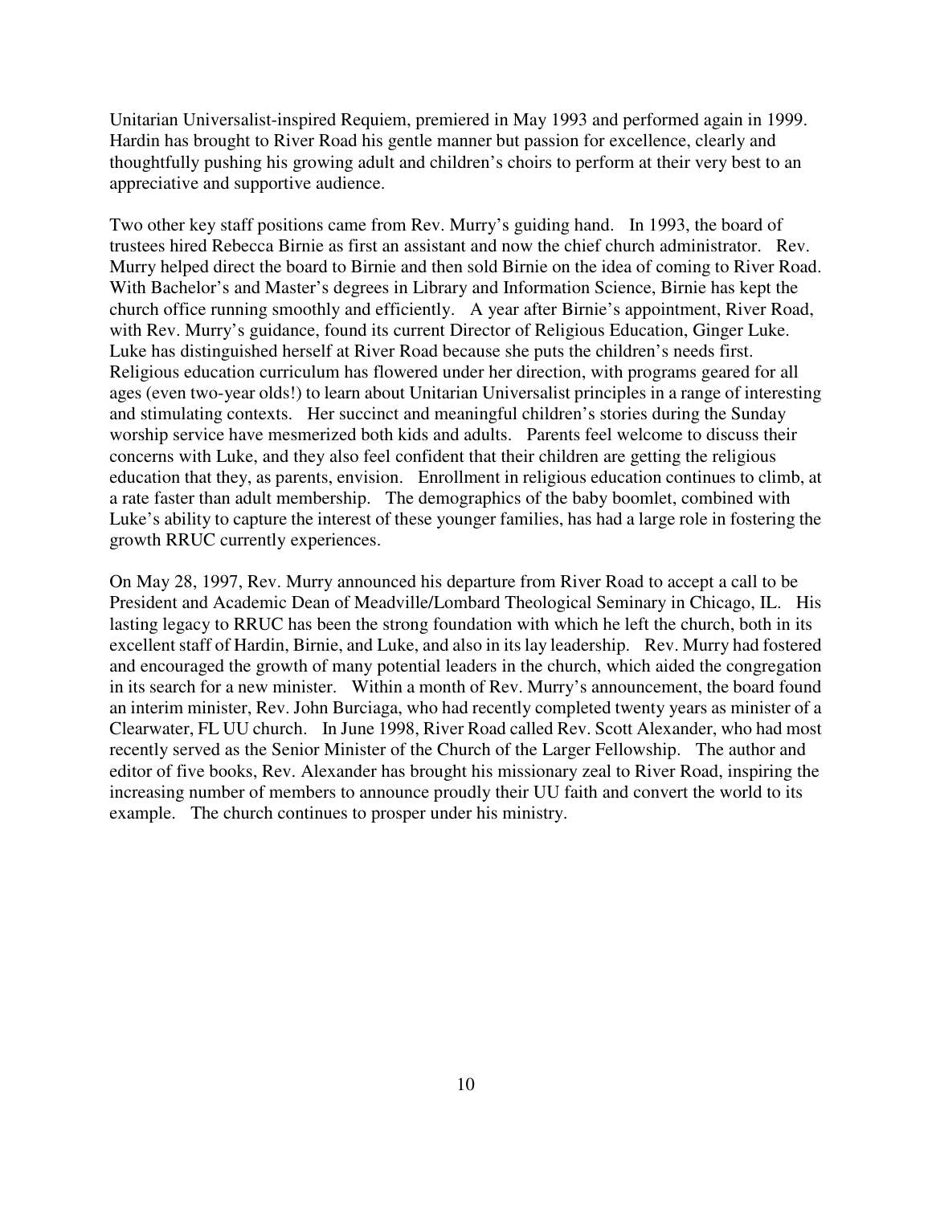Unitarian Universalist-inspired Requiem, premiered in May 1993 and performed again in 1999. Hardin has brought to River Road his gentle manner but passion for excellence, clearly and thoughtfully pushing his growing adult and children's choirs to perform at their very best to an appreciative and supportive audience.

Two other key staff positions came from Rev. Murry's guiding hand. In 1993, the board of trustees hired Rebecca Birnie as first an assistant and now the chief church administrator. Rev. Murry helped direct the board to Birnie and then sold Birnie on the idea of coming to River Road. With Bachelor's and Master's degrees in Library and Information Science, Birnie has kept the church office running smoothly and efficiently. A year after Birnie's appointment, River Road, with Rev. Murry's guidance, found its current Director of Religious Education, Ginger Luke. Luke has distinguished herself at River Road because she puts the children's needs first. Religious education curriculum has flowered under her direction, with programs geared for all ages (even two-year olds!) to learn about Unitarian Universalist principles in a range of interesting and stimulating contexts. Her succinct and meaningful children's stories during the Sunday worship service have mesmerized both kids and adults. Parents feel welcome to discuss their concerns with Luke, and they also feel confident that their children are getting the religious education that they, as parents, envision. Enrollment in religious education continues to climb, at a rate faster than adult membership. The demographics of the baby boomlet, combined with Luke's ability to capture the interest of these younger families, has had a large role in fostering the growth RRUC currently experiences.

On May 28, 1997, Rev. Murry announced his departure from River Road to accept a call to be President and Academic Dean of Meadville/Lombard Theological Seminary in Chicago, IL. His lasting legacy to RRUC has been the strong foundation with which he left the church, both in its excellent staff of Hardin, Birnie, and Luke, and also in its lay leadership. Rev. Murry had fostered and encouraged the growth of many potential leaders in the church, which aided the congregation in its search for a new minister. Within a month of Rev. Murry's announcement, the board found an interim minister, Rev. John Burciaga, who had recently completed twenty years as minister of a Clearwater, FL UU church. In June 1998, River Road called Rev. Scott Alexander, who had most recently served as the Senior Minister of the Church of the Larger Fellowship. The author and editor of five books, Rev. Alexander has brought his missionary zeal to River Road, inspiring the increasing number of members to announce proudly their UU faith and convert the world to its example. The church continues to prosper under his ministry.